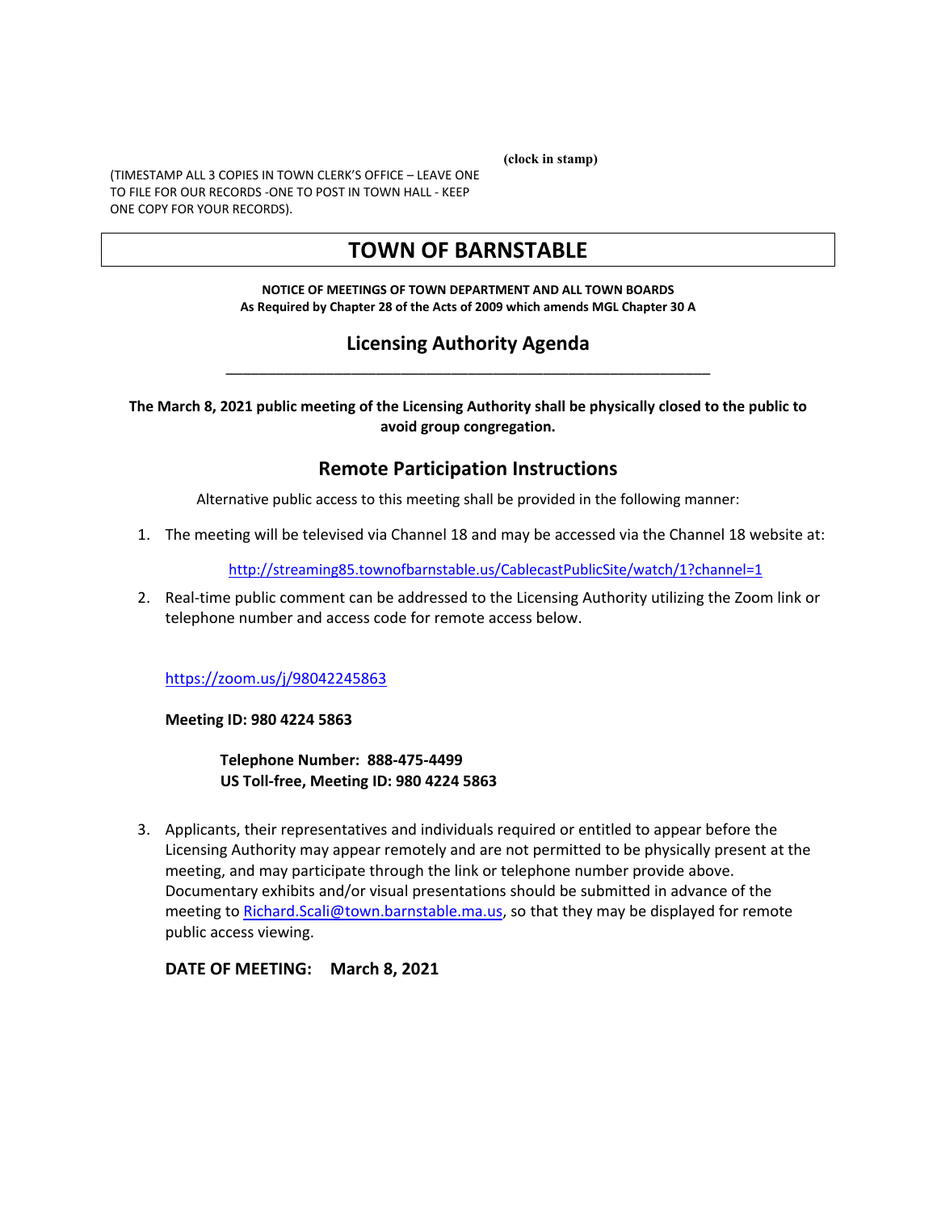(clock in stamp)

(TIMESTAMP ALL 3 COPIES IN TOWN CLERK'S OFFICE – LEAVE ONE TO FILE FOR OUR RECORDS -ONE TO POST IN TOWN HALL - KEEP ONE COPY FOR YOUR RECORDS).

# TOWN OF BARNSTABLE

**NOTICE OF MEETINGS OF TOWN DEPARTMENT AND ALL TOWN BOARDS**
**As Required by Chapter 28 of the Acts of 2009 which amends MGL Chapter 30 A**

## Licensing Authority Agenda

---

**The March 8, 2021 public meeting of the Licensing Authority shall be physically closed to the public to avoid group congregation.**

## Remote Participation Instructions

Alternative public access to this meeting shall be provided in the following manner:

1. The meeting will be televised via Channel 18 and may be accessed via the Channel 18 website at:

   http://streaming85.townofbarnstable.us/CablecastPublicSite/watch/1?channel=1

2. Real-time public comment can be addressed to the Licensing Authority utilizing the Zoom link or telephone number and access code for remote access below.

   https://zoom.us/j/98042245863

   **Meeting ID: 980 4224 5863**

   **Telephone Number: 888-475-4499**
   **US Toll-free, Meeting ID: 980 4224 5863**

3. Applicants, their representatives and individuals required or entitled to appear before the Licensing Authority may appear remotely and are not permitted to be physically present at the meeting, and may participate through the link or telephone number provide above. Documentary exhibits and/or visual presentations should be submitted in advance of the meeting to Richard.Scali@town.barnstable.ma.us, so that they may be displayed for remote public access viewing.

**DATE OF MEETING: March 8, 2021**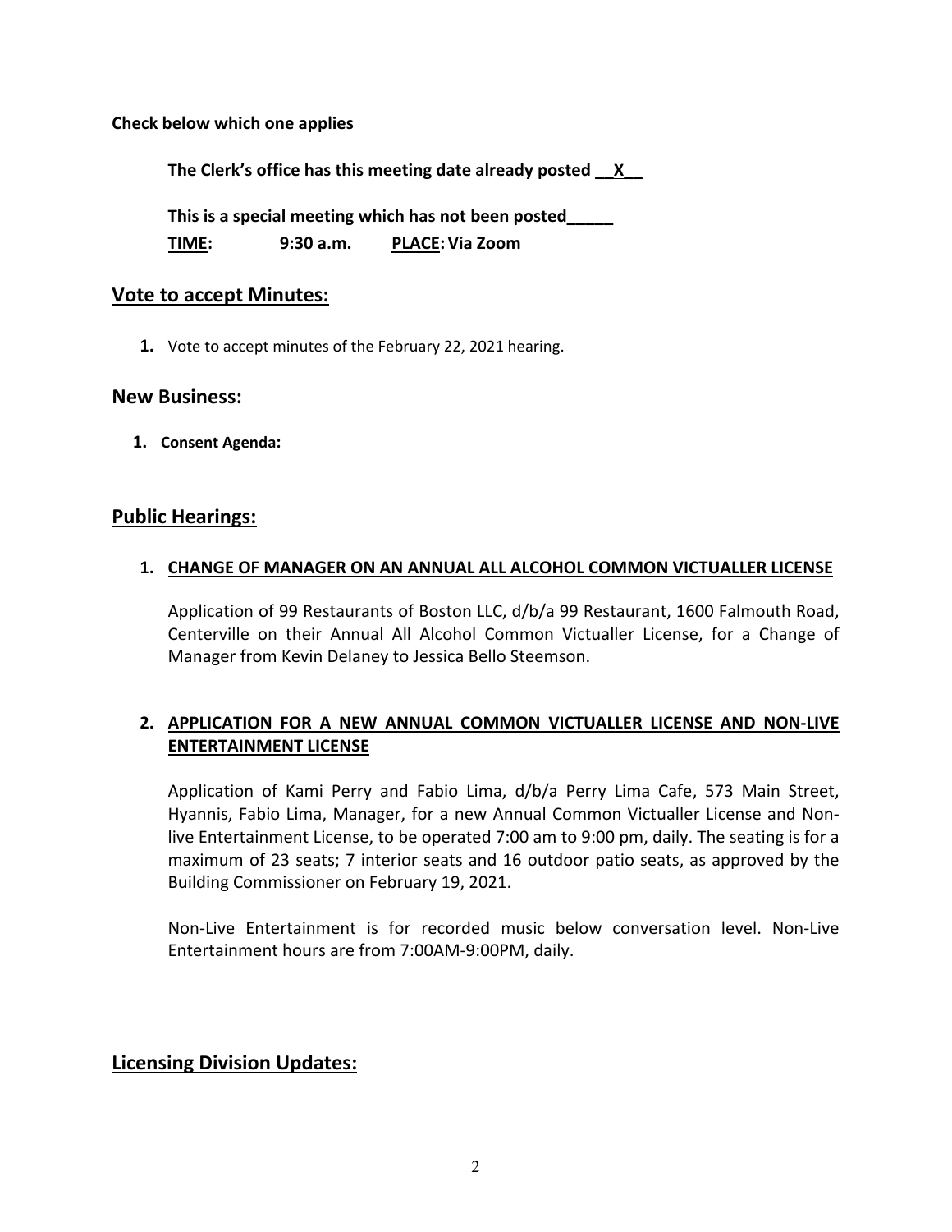**Check below which one applies**

**The Clerk's office has this meeting date already posted __X__**

**This is a special meeting which has not been posted_____**

**TIME: 9:30 a.m. PLACE: Via Zoom**

## Vote to accept Minutes:

1. Vote to accept minutes of the February 22, 2021 hearing.

## New Business:

1. **Consent Agenda:**

## Public Hearings:

1. **CHANGE OF MANAGER ON AN ANNUAL ALL ALCOHOL COMMON VICTUALLER LICENSE**

   Application of 99 Restaurants of Boston LLC, d/b/a 99 Restaurant, 1600 Falmouth Road, Centerville on their Annual All Alcohol Common Victualler License, for a Change of Manager from Kevin Delaney to Jessica Bello Steemson.

2. **APPLICATION FOR A NEW ANNUAL COMMON VICTUALLER LICENSE AND NON-LIVE ENTERTAINMENT LICENSE**

   Application of Kami Perry and Fabio Lima, d/b/a Perry Lima Cafe, 573 Main Street, Hyannis, Fabio Lima, Manager, for a new Annual Common Victualler License and Non-live Entertainment License, to be operated 7:00 am to 9:00 pm, daily. The seating is for a maximum of 23 seats; 7 interior seats and 16 outdoor patio seats, as approved by the Building Commissioner on February 19, 2021.

   Non-Live Entertainment is for recorded music below conversation level. Non-Live Entertainment hours are from 7:00AM-9:00PM, daily.

## Licensing Division Updates: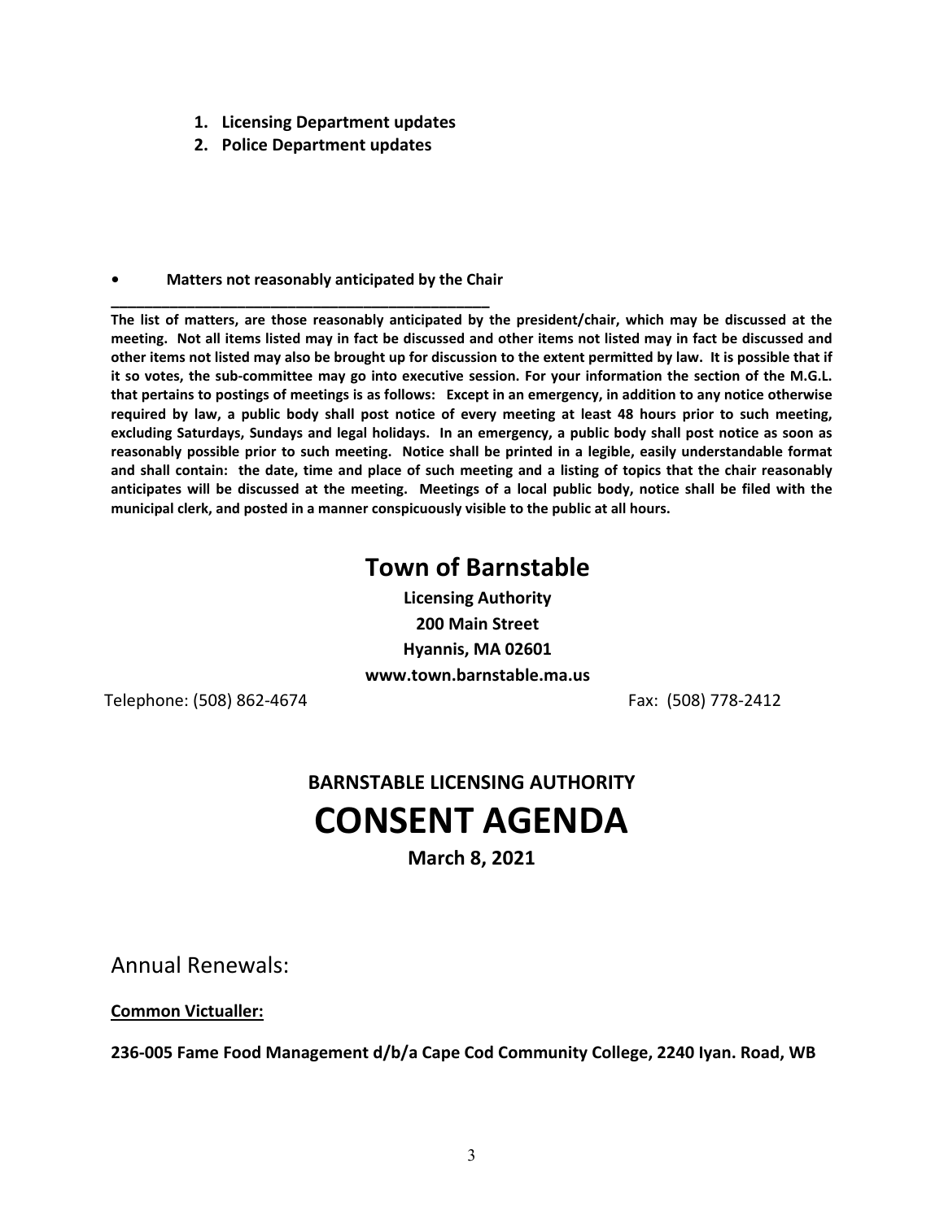1. **Licensing Department updates**
2. **Police Department updates**

- **Matters not reasonably anticipated by the Chair**

---

**The list of matters, are those reasonably anticipated by the president/chair, which may be discussed at the meeting. Not all items listed may in fact be discussed and other items not listed may in fact be discussed and other items not listed may also be brought up for discussion to the extent permitted by law. It is possible that if it so votes, the sub-committee may go into executive session. For your information the section of the M.G.L. that pertains to postings of meetings is as follows: Except in an emergency, in addition to any notice otherwise required by law, a public body shall post notice of every meeting at least 48 hours prior to such meeting, excluding Saturdays, Sundays and legal holidays. In an emergency, a public body shall post notice as soon as reasonably possible prior to such meeting. Notice shall be printed in a legible, easily understandable format and shall contain: the date, time and place of such meeting and a listing of topics that the chair reasonably anticipates will be discussed at the meeting. Meetings of a local public body, notice shall be filed with the municipal clerk, and posted in a manner conspicuously visible to the public at all hours.**

# Town of Barnstable

**Licensing Authority**
**200 Main Street**
**Hyannis, MA 02601**
**www.town.barnstable.ma.us**

Telephone: (508) 862-4674 Fax: (508) 778-2412

## BARNSTABLE LICENSING AUTHORITY

# CONSENT AGENDA

**March 8, 2021**

Annual Renewals:

**Common Victualler:**

**236-005 Fame Food Management d/b/a Cape Cod Community College, 2240 Iyan. Road, WB**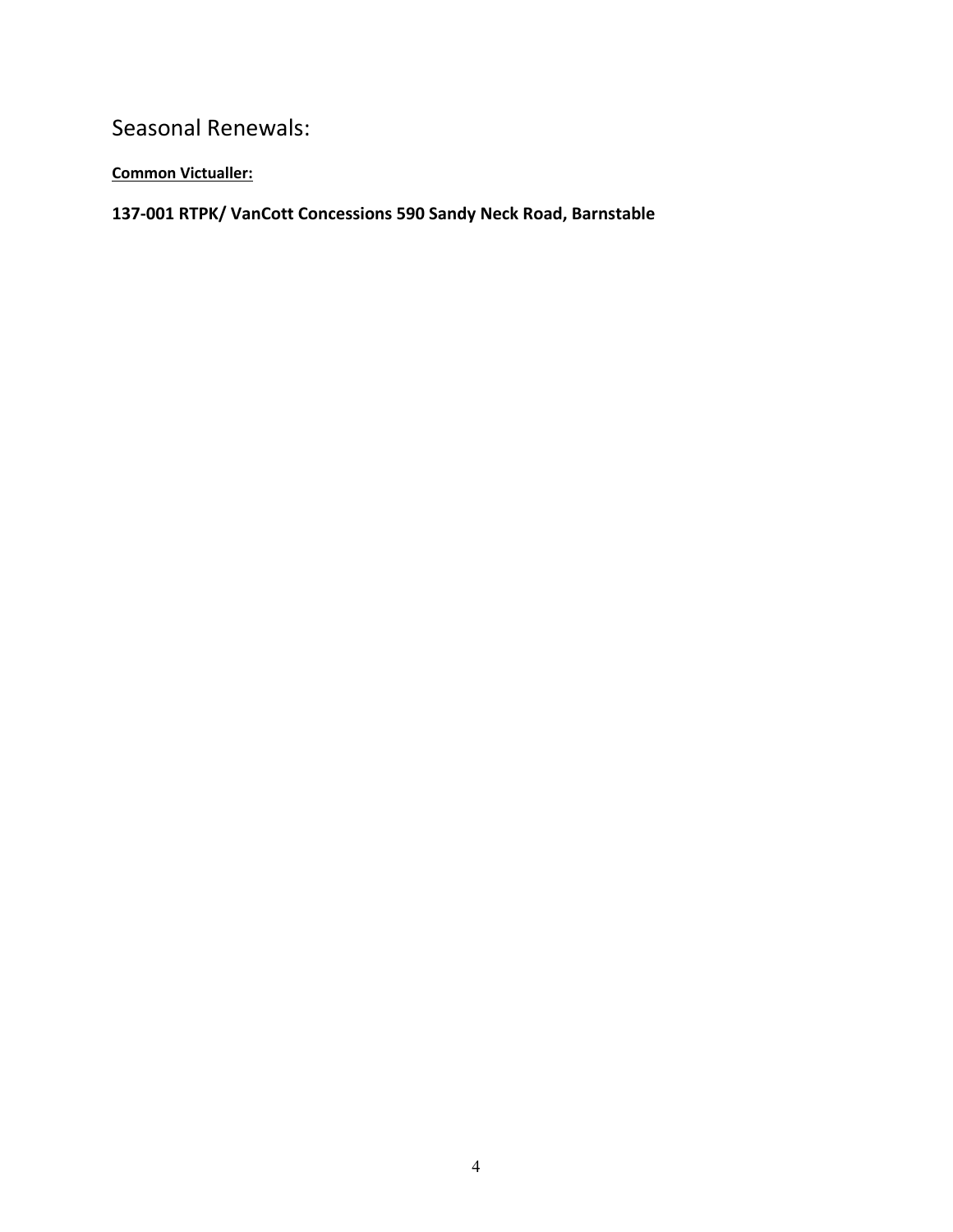# Seasonal Renewals:

**Common Victualler:**

**137-001 RTPK/ VanCott Concessions 590 Sandy Neck Road, Barnstable**